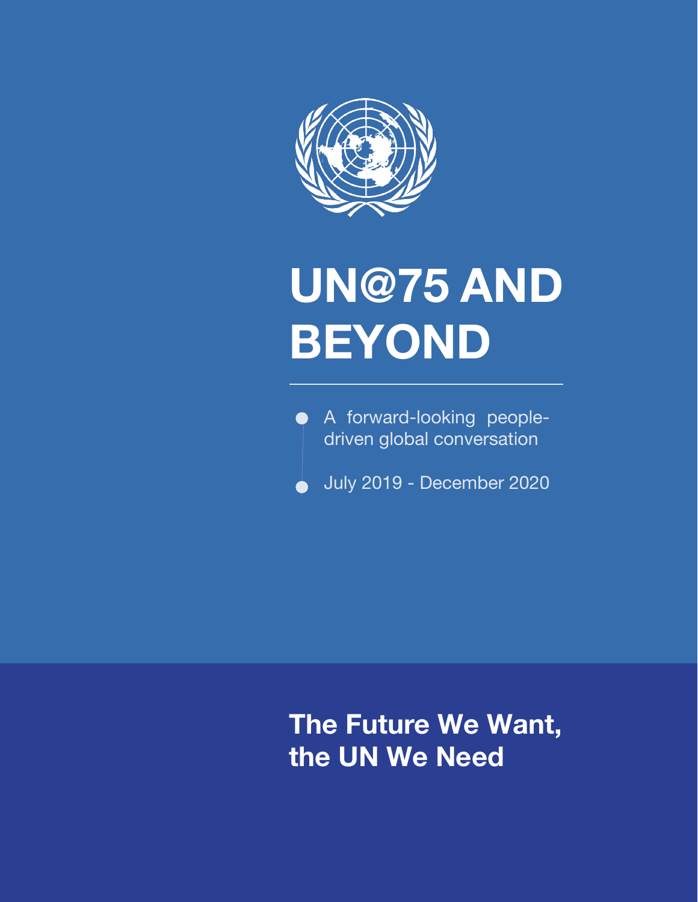# UN@75 AND BEYOND

- A forward-looking people-driven global conversation
- July 2019 - December 2020

## The Future We Want, the UN We Need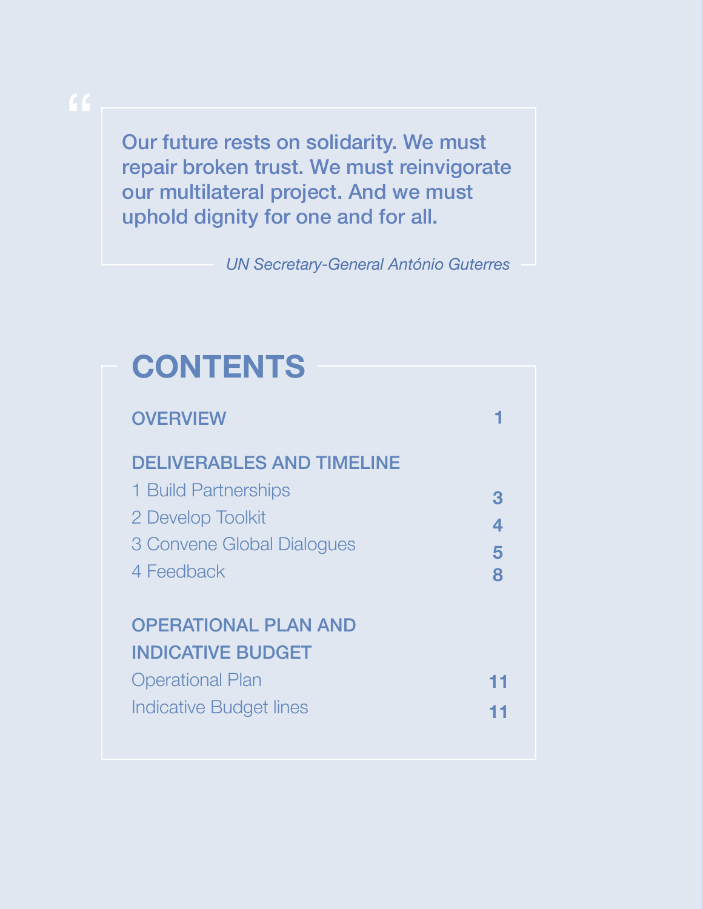> Our future rests on solidarity. We must repair broken trust. We must reinvigorate our multilateral project. And we must uphold dignity for one and for all.
>
> *UN Secretary-General António Guterres*

# CONTENTS

**OVERVIEW** **1**

**DELIVERABLES AND TIMELINE**

1 Build Partnerships **3**

2 Develop Toolkit **4**

3 Convene Global Dialogues **5**

4 Feedback **8**

**OPERATIONAL PLAN AND INDICATIVE BUDGET**

Operational Plan **11**

Indicative Budget lines **11**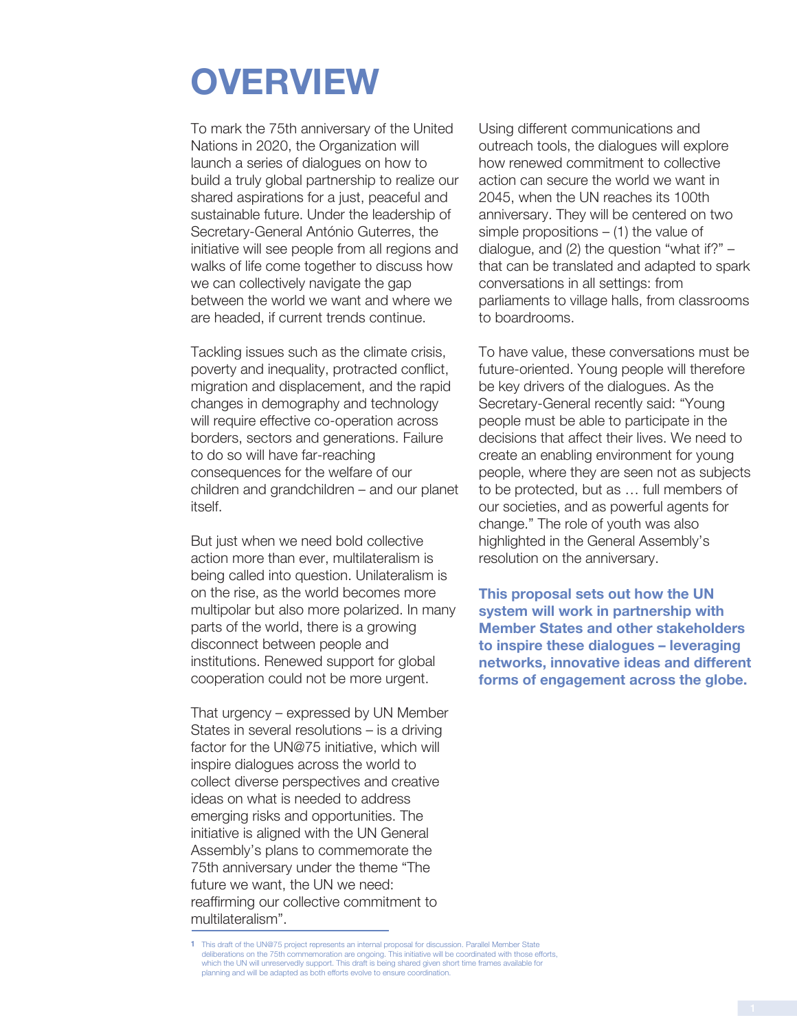# OVERVIEW

To mark the 75th anniversary of the United Nations in 2020, the Organization will launch a series of dialogues on how to build a truly global partnership to realize our shared aspirations for a just, peaceful and sustainable future. Under the leadership of Secretary-General António Guterres, the initiative will see people from all regions and walks of life come together to discuss how we can collectively navigate the gap between the world we want and where we are headed, if current trends continue.

Tackling issues such as the climate crisis, poverty and inequality, protracted conflict, migration and displacement, and the rapid changes in demography and technology will require effective co-operation across borders, sectors and generations. Failure to do so will have far-reaching consequences for the welfare of our children and grandchildren – and our planet itself.

But just when we need bold collective action more than ever, multilateralism is being called into question. Unilateralism is on the rise, as the world becomes more multipolar but also more polarized. In many parts of the world, there is a growing disconnect between people and institutions. Renewed support for global cooperation could not be more urgent.

That urgency – expressed by UN Member States in several resolutions – is a driving factor for the UN@75 initiative, which will inspire dialogues across the world to collect diverse perspectives and creative ideas on what is needed to address emerging risks and opportunities. The initiative is aligned with the UN General Assembly's plans to commemorate the 75th anniversary under the theme "The future we want, the UN we need: reaffirming our collective commitment to multilateralism".

Using different communications and outreach tools, the dialogues will explore how renewed commitment to collective action can secure the world we want in 2045, when the UN reaches its 100th anniversary. They will be centered on two simple propositions – (1) the value of dialogue, and (2) the question "what if?" – that can be translated and adapted to spark conversations in all settings: from parliaments to village halls, from classrooms to boardrooms.

To have value, these conversations must be future-oriented. Young people will therefore be key drivers of the dialogues. As the Secretary-General recently said: "Young people must be able to participate in the decisions that affect their lives. We need to create an enabling environment for young people, where they are seen not as subjects to be protected, but as … full members of our societies, and as powerful agents for change." The role of youth was also highlighted in the General Assembly's resolution on the anniversary.

**This proposal sets out how the UN system will work in partnership with Member States and other stakeholders to inspire these dialogues – leveraging networks, innovative ideas and different forms of engagement across the globe.**

[1] This draft of the UN@75 project represents an internal proposal for discussion. Parallel Member State deliberations on the 75th commemoration are ongoing. This initiative will be coordinated with those efforts, which the UN will unreservedly support. This draft is being shared given short time frames available for planning and will be adapted as both efforts evolve to ensure coordination.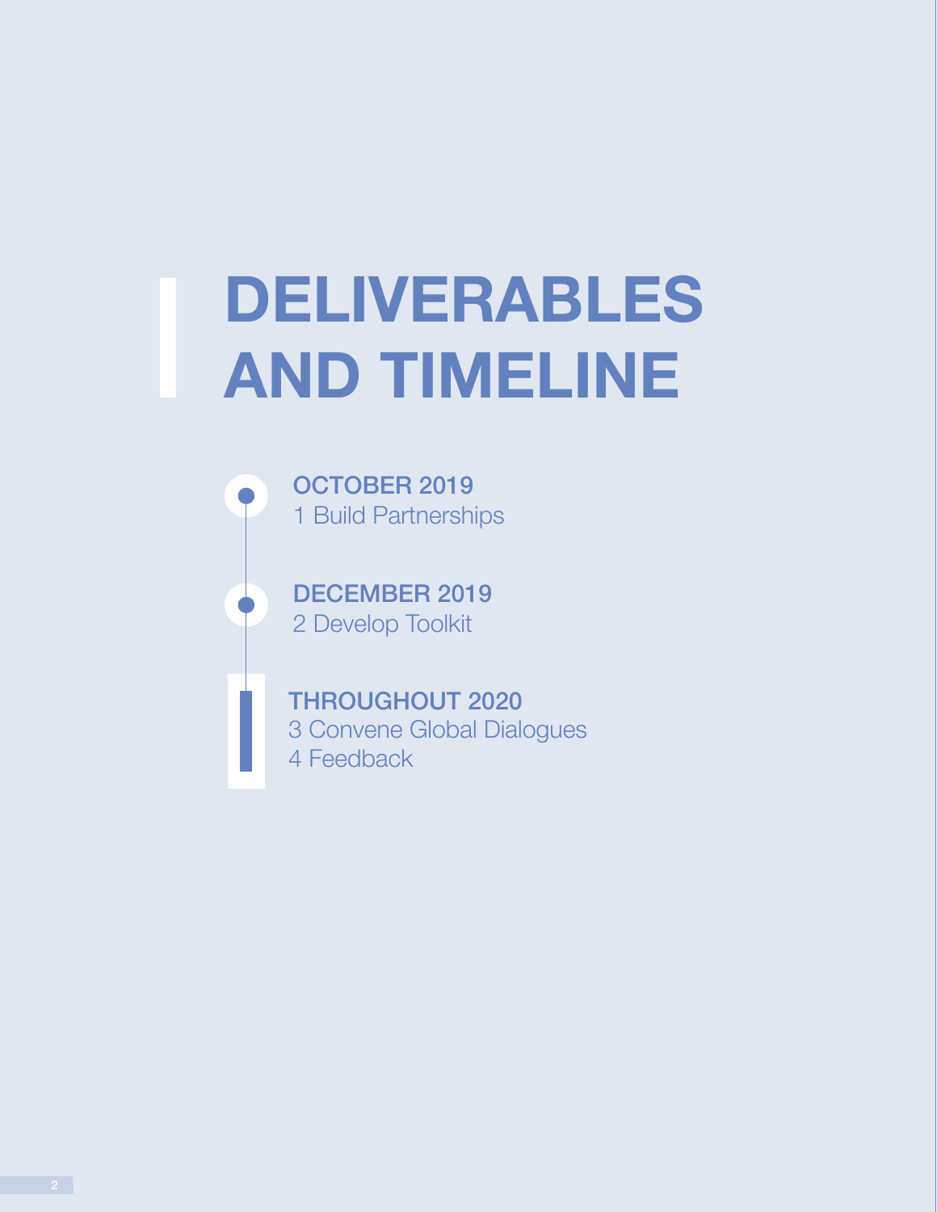# DELIVERABLES AND TIMELINE

**OCTOBER 2019**
1 Build Partnerships

**DECEMBER 2019**
2 Develop Toolkit

**THROUGHOUT 2020**
3 Convene Global Dialogues
4 Feedback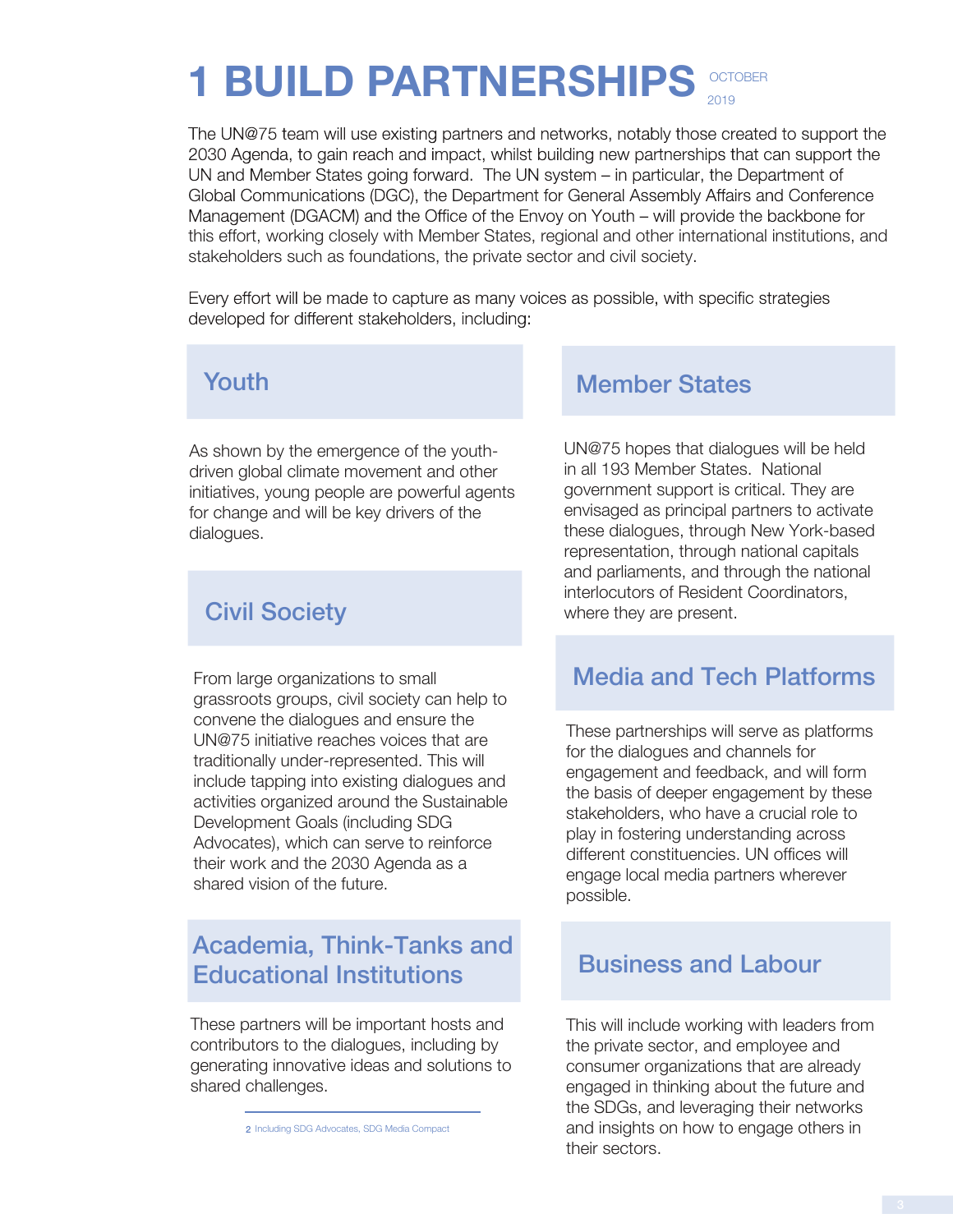# 1 BUILD PARTNERSHIPS

OCTOBER 2019

The UN@75 team will use existing partners and networks, notably those created to support the 2030 Agenda, to gain reach and impact, whilst building new partnerships that can support the UN and Member States going forward. The UN system – in particular, the Department of Global Communications (DGC), the Department for General Assembly Affairs and Conference Management (DGACM) and the Office of the Envoy on Youth – will provide the backbone for this effort, working closely with Member States, regional and other international institutions, and stakeholders such as foundations, the private sector and civil society.

Every effort will be made to capture as many voices as possible, with specific strategies developed for different stakeholders, including:

## Youth

As shown by the emergence of the youth-driven global climate movement and other initiatives, young people are powerful agents for change and will be key drivers of the dialogues.

## Civil Society

From large organizations to small grassroots groups, civil society can help to convene the dialogues and ensure the UN@75 initiative reaches voices that are traditionally under-represented. This will include tapping into existing dialogues and activities organized around the Sustainable Development Goals (including SDG Advocates), which can serve to reinforce their work and the 2030 Agenda as a shared vision of the future.

## Academia, Think-Tanks and Educational Institutions

These partners will be important hosts and contributors to the dialogues, including by generating innovative ideas and solutions to shared challenges.

## Member States

UN@75 hopes that dialogues will be held in all 193 Member States. National government support is critical. They are envisaged as principal partners to activate these dialogues, through New York-based representation, through national capitals and parliaments, and through the national interlocutors of Resident Coordinators, where they are present.

## Media and Tech Platforms

These partnerships will serve as platforms for the dialogues and channels for engagement and feedback, and will form the basis of deeper engagement by these stakeholders, who have a crucial role to play in fostering understanding across different constituencies. UN offices will engage local media partners wherever possible.

## Business and Labour

This will include working with leaders from the private sector, and employee and consumer organizations that are already engaged in thinking about the future and the SDGs, and leveraging their networks and insights on how to engage others in their sectors.

---

2 Including SDG Advocates, SDG Media Compact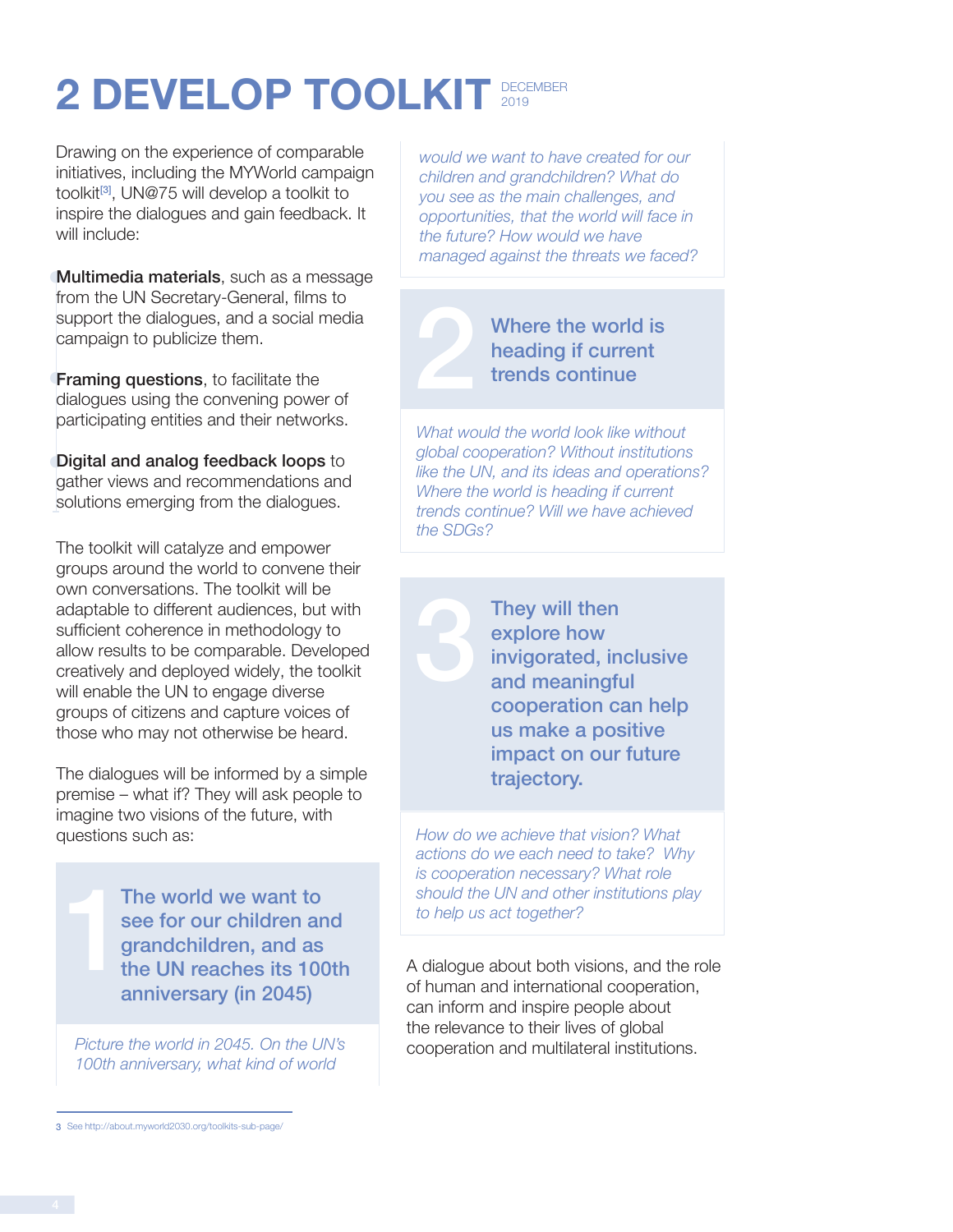# 2 DEVELOP TOOLKIT

DECEMBER 2019

Drawing on the experience of comparable initiatives, including the MYWorld campaign toolkit[3], UN@75 will develop a toolkit to inspire the dialogues and gain feedback. It will include:

- **Multimedia materials**, such as a message from the UN Secretary-General, films to support the dialogues, and a social media campaign to publicize them.
- **Framing questions**, to facilitate the dialogues using the convening power of participating entities and their networks.
- **Digital and analog feedback loops** to gather views and recommendations and solutions emerging from the dialogues.

The toolkit will catalyze and empower groups around the world to convene their own conversations. The toolkit will be adaptable to different audiences, but with sufficient coherence in methodology to allow results to be comparable. Developed creatively and deployed widely, the toolkit will enable the UN to engage diverse groups of citizens and capture voices of those who may not otherwise be heard.

The dialogues will be informed by a simple premise – what if? They will ask people to imagine two visions of the future, with questions such as:

### 1 The world we want to see for our children and grandchildren, and as the UN reaches its 100th anniversary (in 2045)

*Picture the world in 2045. On the UN's 100th anniversary, what kind of world would we want to have created for our children and grandchildren? What do you see as the main challenges, and opportunities, that the world will face in the future? How would we have managed against the threats we faced?*

### 2 Where the world is heading if current trends continue

*What would the world look like without global cooperation? Without institutions like the UN, and its ideas and operations? Where the world is heading if current trends continue? Will we have achieved the SDGs?*

### 3 They will then explore how invigorated, inclusive and meaningful cooperation can help us make a positive impact on our future trajectory.

*How do we achieve that vision? What actions do we each need to take? Why is cooperation necessary? What role should the UN and other institutions play to help us act together?*

A dialogue about both visions, and the role of human and international cooperation, can inform and inspire people about the relevance to their lives of global cooperation and multilateral institutions.

3 See http://about.myworld2030.org/toolkits-sub-page/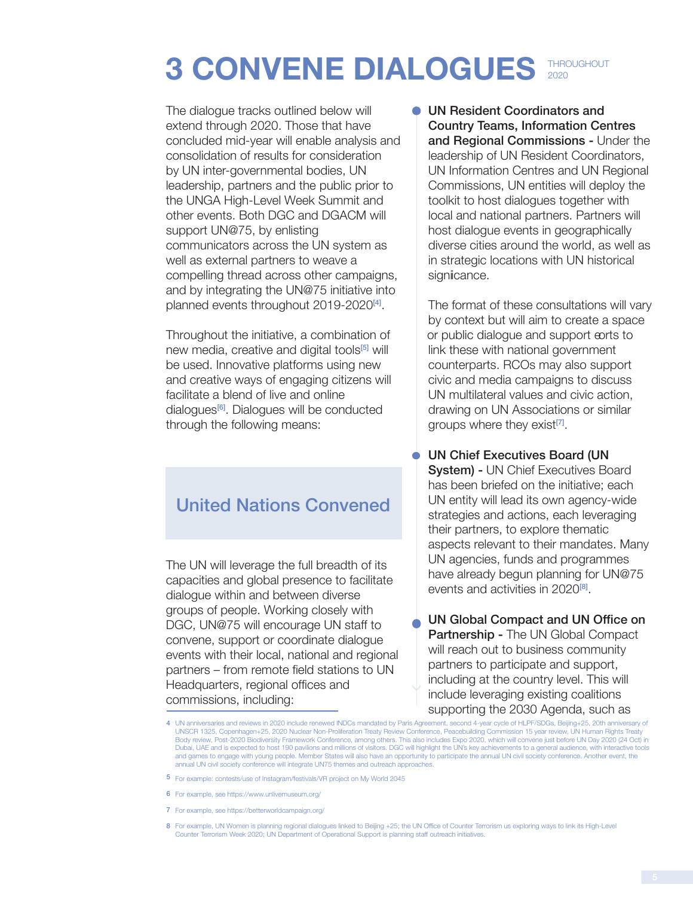# 3 CONVENE DIALOGUES THROUGHOUT 2020

The dialogue tracks outlined below will extend through 2020. Those that have concluded mid-year will enable analysis and consolidation of results for consideration by UN inter-governmental bodies, UN leadership, partners and the public prior to the UNGA High-Level Week Summit and other events. Both DGC and DGACM will support UN@75, by enlisting communicators across the UN system as well as external partners to weave a compelling thread across other campaigns, and by integrating the UN@75 initiative into planned events throughout 2019-2020[4].

Throughout the initiative, a combination of new media, creative and digital tools[5] will be used. Innovative platforms using new and creative ways of engaging citizens will facilitate a blend of live and online dialogues[6]. Dialogues will be conducted through the following means:

## United Nations Convened

The UN will leverage the full breadth of its capacities and global presence to facilitate dialogue within and between diverse groups of people. Working closely with DGC, UN@75 will encourage UN staff to convene, support or coordinate dialogue events with their local, national and regional partners – from remote field stations to UN Headquarters, regional offices and commissions, including:

- **UN Resident Coordinators and Country Teams, Information Centres and Regional Commissions -** Under the leadership of UN Resident Coordinators, UN Information Centres and UN Regional Commissions, UN entities will deploy the toolkit to host dialogues together with local and national partners. Partners will host dialogue events in geographically diverse cities around the world, as well as in strategic locations with UN historical signiicance.

  The format of these consultations will vary by context but will aim to create a space or public dialogue and support eorts to link these with national government counterparts. RCOs may also support civic and media campaigns to discuss UN multilateral values and civic action, drawing on UN Associations or similar groups where they exist[7].

- **UN Chief Executives Board (UN System) -** UN Chief Executives Board has been briefed on the initiative; each UN entity will lead its own agency-wide strategies and actions, each leveraging their partners, to explore thematic aspects relevant to their mandates. Many UN agencies, funds and programmes have already begun planning for UN@75 events and activities in 2020[8].

- **UN Global Compact and UN Office on Partnership -** The UN Global Compact will reach out to business community partners to participate and support, including at the country level. This will include leveraging existing coalitions supporting the 2030 Agenda, such as

---

4 UN anniversaries and reviews in 2020 include renewed INDCs mandated by Paris Agreement, second 4-year cycle of HLPF/SDGs, Beijing+25, 20th anniversary of UNSCR 1325, Copenhagen+25, 2020 Nuclear Non-Proliferation Treaty Review Conference, Peacebuilding Commission 15 year review, UN Human Rights Treaty Body review, Post-2020 Biodiversity Framework Conference, among others. This also includes Expo 2020, which will convene just before UN Day 2020 (24 Oct) in Dubai, UAE and is expected to host 190 pavilions and millions of visitors. DGC will highlight the UN's key achievements to a general audience, with interactive tools and games to engage with young people. Member States will also have an opportunity to participate the annual UN civil society conference. Another event, the annual UN civil society conference will integrate UN75 themes and outreach approaches.

5 For example: contests/use of Instagram/festivals/VR project on My World 2045

6 For example, see https://www.unlivemuseum.org/

7 For example, see https://betterworldcampaign.org/

8 For example, UN Women is planning regional dialogues linked to Beijing +25; the UN Office of Counter Terrorism us exploring ways to link its High-Level Counter Terrorism Week 2020; UN Department of Operational Support is planning staff outreach initiatives.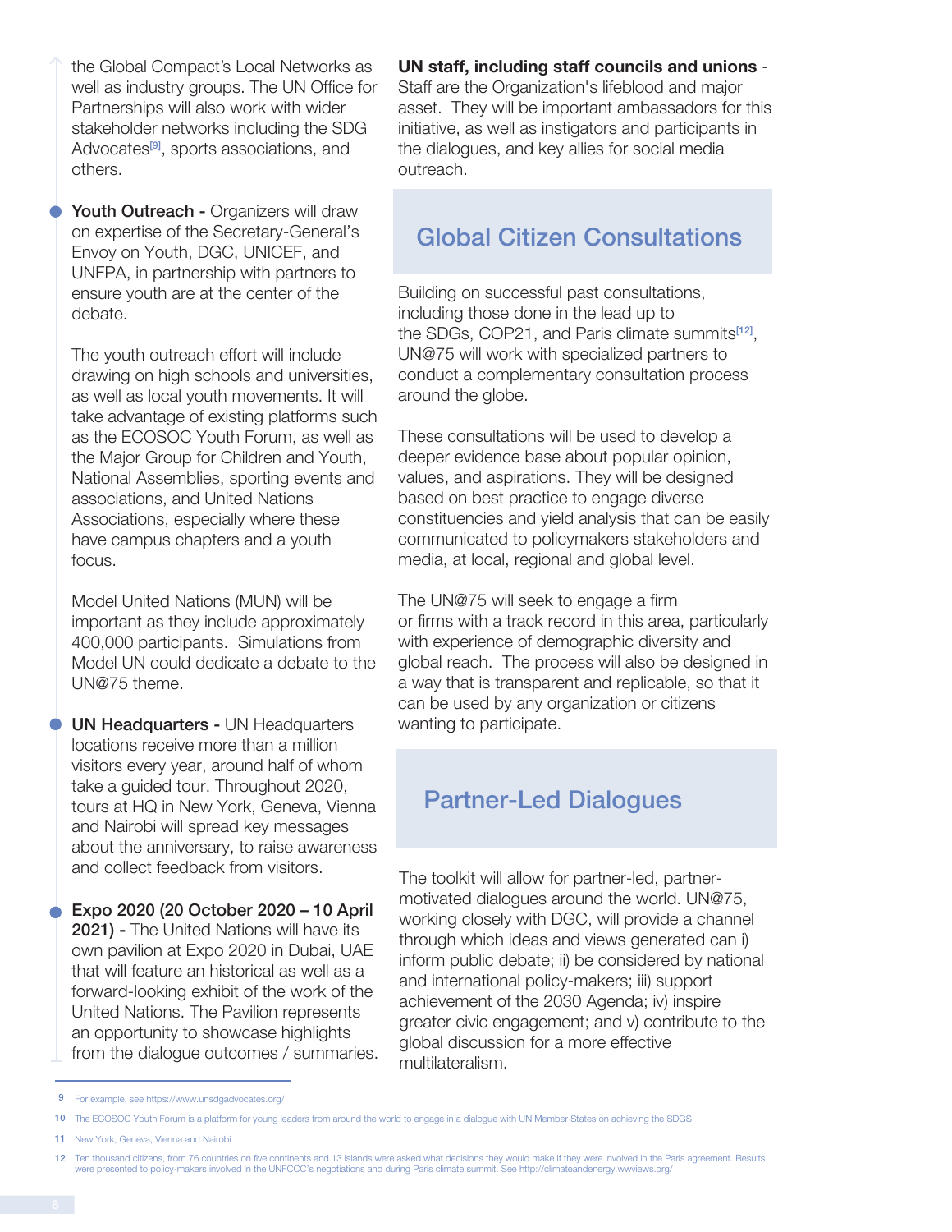the Global Compact's Local Networks as well as industry groups. The UN Office for Partnerships will also work with wider stakeholder networks including the SDG Advocates[9], sports associations, and others.

- **Youth Outreach -** Organizers will draw on expertise of the Secretary-General's Envoy on Youth, DGC, UNICEF, and UNFPA, in partnership with partners to ensure youth are at the center of the debate.

  The youth outreach effort will include drawing on high schools and universities, as well as local youth movements. It will take advantage of existing platforms such as the ECOSOC Youth Forum, as well as the Major Group for Children and Youth, National Assemblies, sporting events and associations, and United Nations Associations, especially where these have campus chapters and a youth focus.

  Model United Nations (MUN) will be important as they include approximately 400,000 participants. Simulations from Model UN could dedicate a debate to the UN@75 theme.

- **UN Headquarters -** UN Headquarters locations receive more than a million visitors every year, around half of whom take a guided tour. Throughout 2020, tours at HQ in New York, Geneva, Vienna and Nairobi will spread key messages about the anniversary, to raise awareness and collect feedback from visitors.

- **Expo 2020 (20 October 2020 – 10 April 2021) -** The United Nations will have its own pavilion at Expo 2020 in Dubai, UAE that will feature an historical as well as a forward-looking exhibit of the work of the United Nations. The Pavilion represents an opportunity to showcase highlights from the dialogue outcomes / summaries.

**UN staff, including staff councils and unions** - Staff are the Organization's lifeblood and major asset. They will be important ambassadors for this initiative, as well as instigators and participants in the dialogues, and key allies for social media outreach.

## Global Citizen Consultations

Building on successful past consultations, including those done in the lead up to the SDGs, COP21, and Paris climate summits[12], UN@75 will work with specialized partners to conduct a complementary consultation process around the globe.

These consultations will be used to develop a deeper evidence base about popular opinion, values, and aspirations. They will be designed based on best practice to engage diverse constituencies and yield analysis that can be easily communicated to policymakers stakeholders and media, at local, regional and global level.

The UN@75 will seek to engage a firm or firms with a track record in this area, particularly with experience of demographic diversity and global reach. The process will also be designed in a way that is transparent and replicable, so that it can be used by any organization or citizens wanting to participate.

## Partner-Led Dialogues

The toolkit will allow for partner-led, partner-motivated dialogues around the world. UN@75, working closely with DGC, will provide a channel through which ideas and views generated can i) inform public debate; ii) be considered by national and international policy-makers; iii) support achievement of the 2030 Agenda; iv) inspire greater civic engagement; and v) contribute to the global discussion for a more effective multilateralism.

---

9 For example, see https://www.unsdgadvocates.org/

10 The ECOSOC Youth Forum is a platform for young leaders from around the world to engage in a dialogue with UN Member States on achieving the SDGS

11 New York, Geneva, Vienna and Nairobi

12 Ten thousand citizens, from 76 countries on five continents and 13 islands were asked what decisions they would make if they were involved in the Paris agreement. Results were presented to policy-makers involved in the UNFCCC's negotiations and during Paris climate summit. See http://climateandenergy.wwviews.org/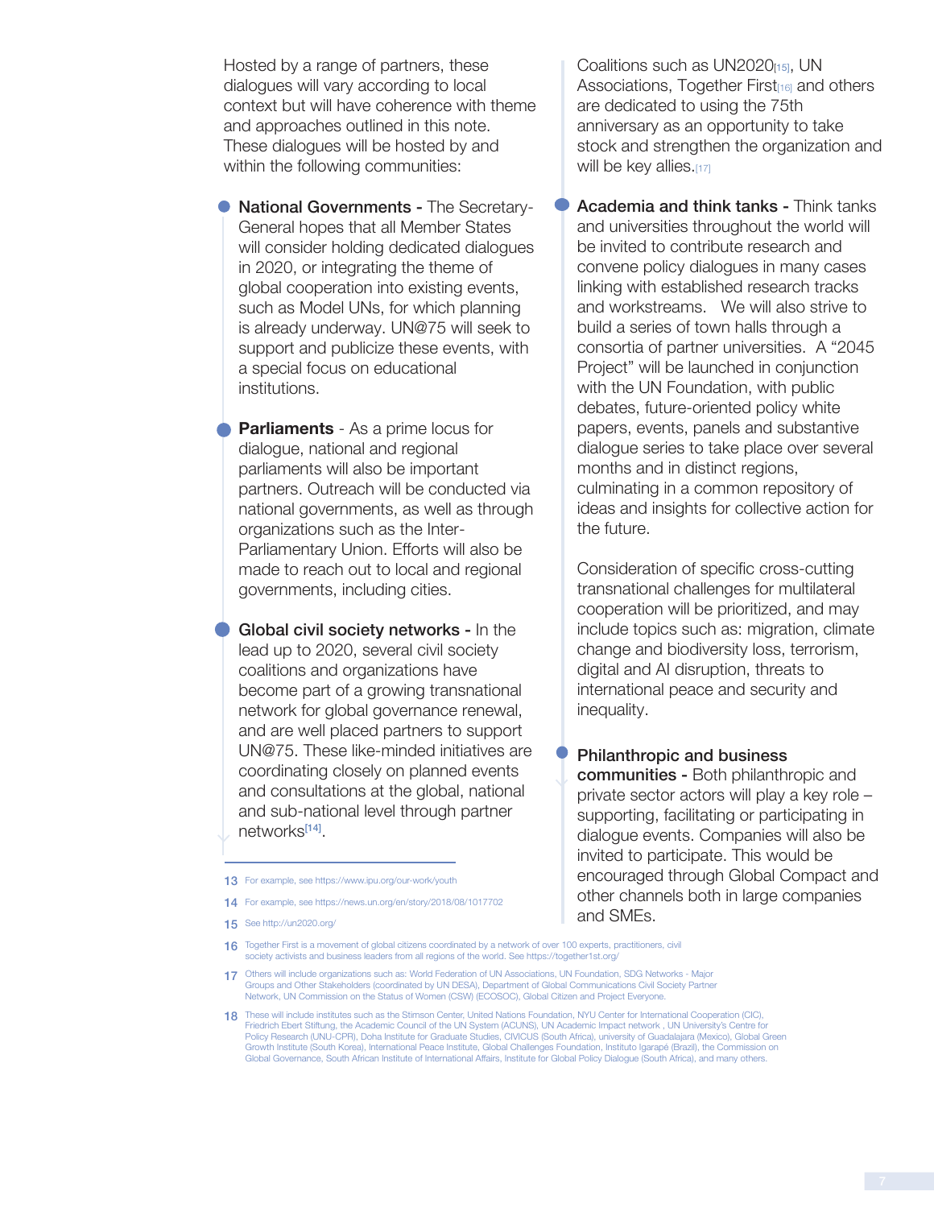Hosted by a range of partners, these dialogues will vary according to local context but will have coherence with theme and approaches outlined in this note. These dialogues will be hosted by and within the following communities:

- **National Governments -** The Secretary-General hopes that all Member States will consider holding dedicated dialogues in 2020, or integrating the theme of global cooperation into existing events, such as Model UNs, for which planning is already underway. UN@75 will seek to support and publicize these events, with a special focus on educational institutions.

- **Parliaments** - As a prime locus for dialogue, national and regional parliaments will also be important partners. Outreach will be conducted via national governments, as well as through organizations such as the Inter-Parliamentary Union. Efforts will also be made to reach out to local and regional governments, including cities.

- **Global civil society networks -** In the lead up to 2020, several civil society coalitions and organizations have become part of a growing transnational network for global governance renewal, and are well placed partners to support UN@75. These like-minded initiatives are coordinating closely on planned events and consultations at the global, national and sub-national level through partner networks[14]. Coalitions such as UN2020[15], UN Associations, Together First[16] and others are dedicated to using the 75th anniversary as an opportunity to take stock and strengthen the organization and will be key allies.[17]

- **Academia and think tanks -** Think tanks and universities throughout the world will be invited to contribute research and convene policy dialogues in many cases linking with established research tracks and workstreams. We will also strive to build a series of town halls through a consortia of partner universities. A "2045 Project" will be launched in conjunction with the UN Foundation, with public debates, future-oriented policy white papers, events, panels and substantive dialogue series to take place over several months and in distinct regions, culminating in a common repository of ideas and insights for collective action for the future.

Consideration of specific cross-cutting transnational challenges for multilateral cooperation will be prioritized, and may include topics such as: migration, climate change and biodiversity loss, terrorism, digital and AI disruption, threats to international peace and security and inequality.

- **Philanthropic and business communities -** Both philanthropic and private sector actors will play a key role – supporting, facilitating or participating in dialogue events. Companies will also be invited to participate. This would be encouraged through Global Compact and other channels both in large companies and SMEs.

---

13 For example, see https://www.ipu.org/our-work/youth

14 For example, see https://news.un.org/en/story/2018/08/1017702

15 See http://un2020.org/

16 Together First is a movement of global citizens coordinated by a network of over 100 experts, practitioners, civil society activists and business leaders from all regions of the world. See https://together1st.org/

17 Others will include organizations such as: World Federation of UN Associations, UN Foundation, SDG Networks - Major Groups and Other Stakeholders (coordinated by UN DESA), Department of Global Communications Civil Society Partner Network, UN Commission on the Status of Women (CSW) (ECOSOC), Global Citizen and Project Everyone.

18 These will include institutes such as the Stimson Center, United Nations Foundation, NYU Center for International Cooperation (CIC), Friedrich Ebert Stiftung, the Academic Council of the UN System (ACUNS), UN Academic Impact network , UN University's Centre for Policy Research (UNU-CPR), Doha Institute for Graduate Studies, CIVICUS (South Africa), university of Guadalajara (Mexico), Global Green Growth Institute (South Korea), International Peace Institute, Global Challenges Foundation, Instituto Igarapé (Brazil), the Commission on Global Governance, South African Institute of International Affairs, Institute for Global Policy Dialogue (South Africa), and many others.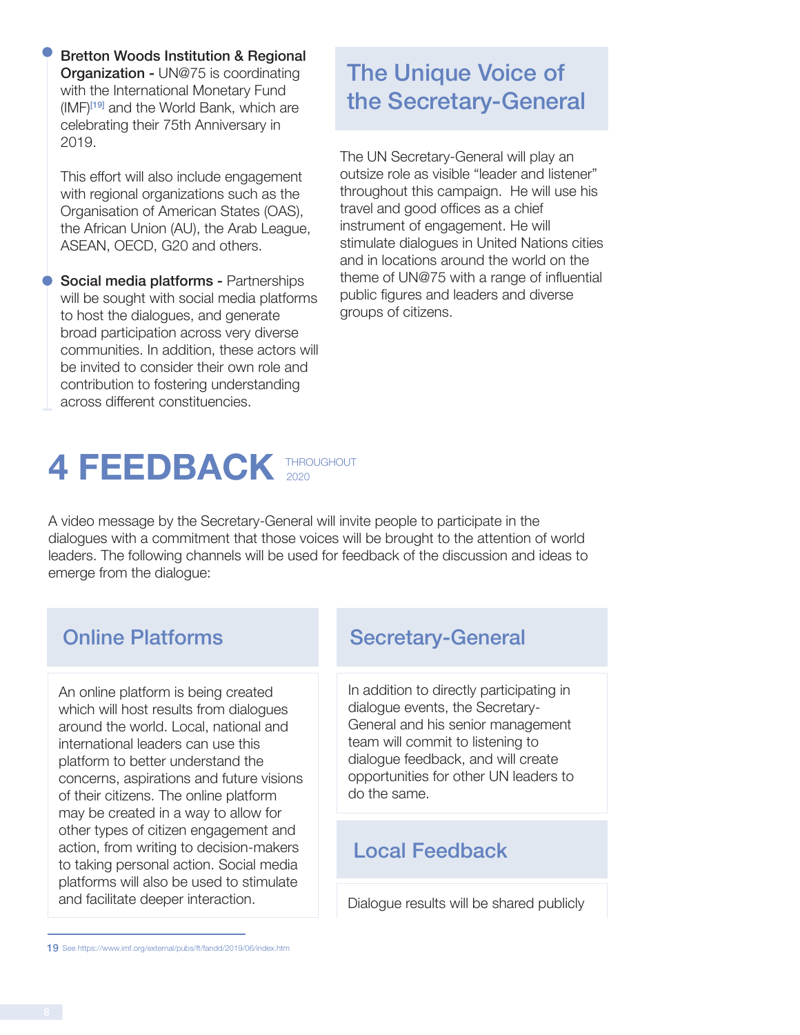- **Bretton Woods Institution & Regional Organization -** UN@75 is coordinating with the International Monetary Fund (IMF)[19] and the World Bank, which are celebrating their 75th Anniversary in 2019.

  This effort will also include engagement with regional organizations such as the Organisation of American States (OAS), the African Union (AU), the Arab League, ASEAN, OECD, G20 and others.

- **Social media platforms -** Partnerships will be sought with social media platforms to host the dialogues, and generate broad participation across very diverse communities. In addition, these actors will be invited to consider their own role and contribution to fostering understanding across different constituencies.

## The Unique Voice of the Secretary-General

The UN Secretary-General will play an outsize role as visible "leader and listener" throughout this campaign. He will use his travel and good offices as a chief instrument of engagement. He will stimulate dialogues in United Nations cities and in locations around the world on the theme of UN@75 with a range of influential public figures and leaders and diverse groups of citizens.

# 4 FEEDBACK

THROUGHOUT 2020

A video message by the Secretary-General will invite people to participate in the dialogues with a commitment that those voices will be brought to the attention of world leaders. The following channels will be used for feedback of the discussion and ideas to emerge from the dialogue:

## Online Platforms

An online platform is being created which will host results from dialogues around the world. Local, national and international leaders can use this platform to better understand the concerns, aspirations and future visions of their citizens. The online platform may be created in a way to allow for other types of citizen engagement and action, from writing to decision-makers to taking personal action. Social media platforms will also be used to stimulate and facilitate deeper interaction.

## Secretary-General

In addition to directly participating in dialogue events, the Secretary-General and his senior management team will commit to listening to dialogue feedback, and will create opportunities for other UN leaders to do the same.

## Local Feedback

Dialogue results will be shared publicly

19 See https://www.imf.org/external/pubs/ft/fandd/2019/06/index.htm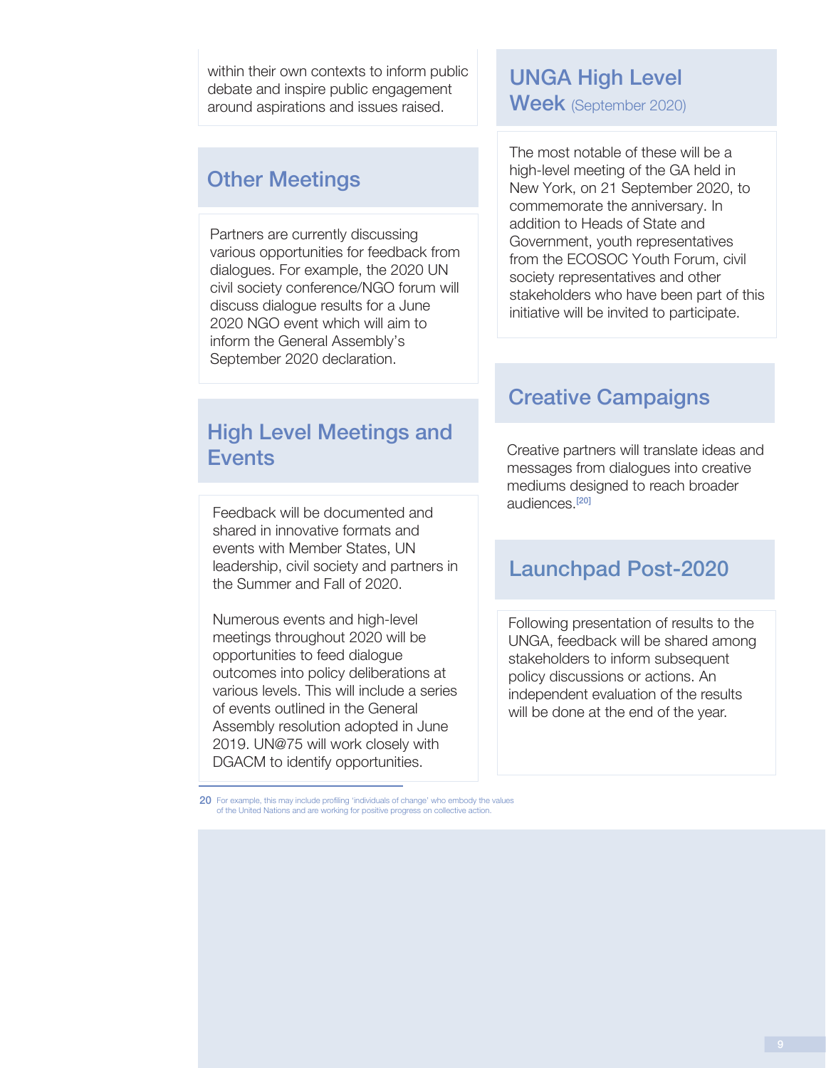within their own contexts to inform public debate and inspire public engagement around aspirations and issues raised.

## Other Meetings

Partners are currently discussing various opportunities for feedback from dialogues. For example, the 2020 UN civil society conference/NGO forum will discuss dialogue results for a June 2020 NGO event which will aim to inform the General Assembly's September 2020 declaration.

## High Level Meetings and Events

Feedback will be documented and shared in innovative formats and events with Member States, UN leadership, civil society and partners in the Summer and Fall of 2020.

Numerous events and high-level meetings throughout 2020 will be opportunities to feed dialogue outcomes into policy deliberations at various levels. This will include a series of events outlined in the General Assembly resolution adopted in June 2019. UN@75 will work closely with DGACM to identify opportunities.

## UNGA High Level Week (September 2020)

The most notable of these will be a high-level meeting of the GA held in New York, on 21 September 2020, to commemorate the anniversary. In addition to Heads of State and Government, youth representatives from the ECOSOC Youth Forum, civil society representatives and other stakeholders who have been part of this initiative will be invited to participate.

## Creative Campaigns

Creative partners will translate ideas and messages from dialogues into creative mediums designed to reach broader audiences.[20]

## Launchpad Post-2020

Following presentation of results to the UNGA, feedback will be shared among stakeholders to inform subsequent policy discussions or actions. An independent evaluation of the results will be done at the end of the year.

---

20 For example, this may include profiling 'individuals of change' who embody the values of the United Nations and are working for positive progress on collective action.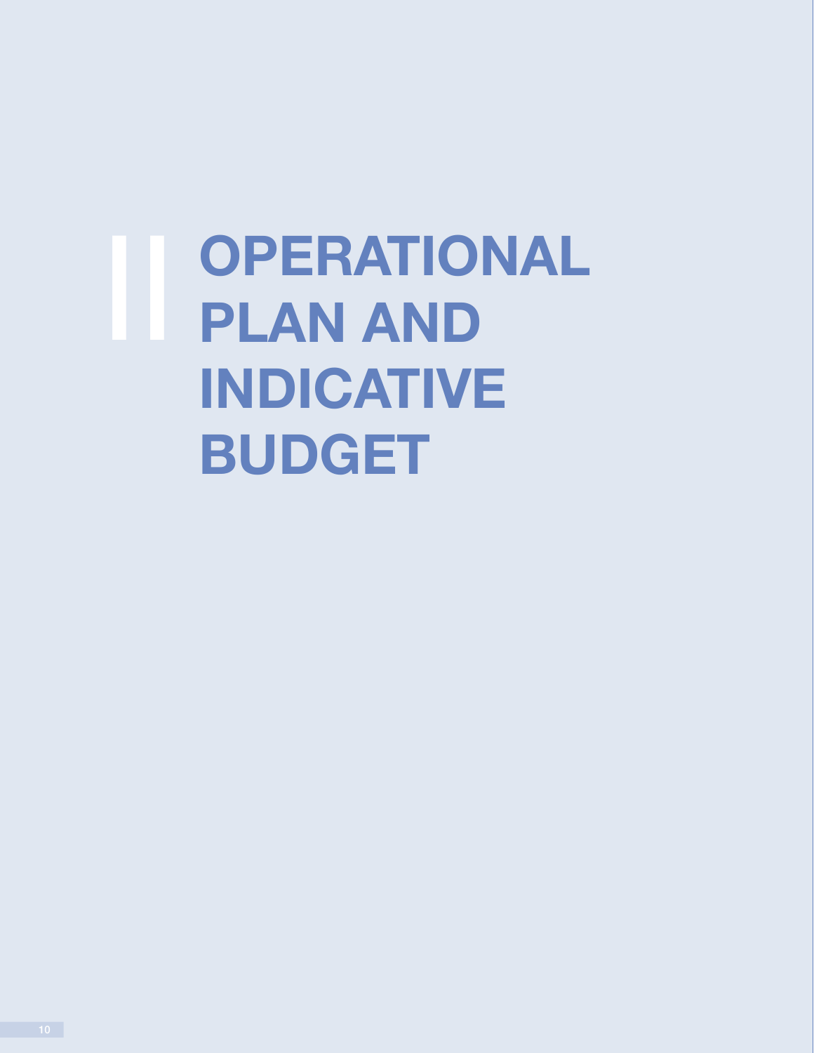# II OPERATIONAL PLAN AND INDICATIVE BUDGET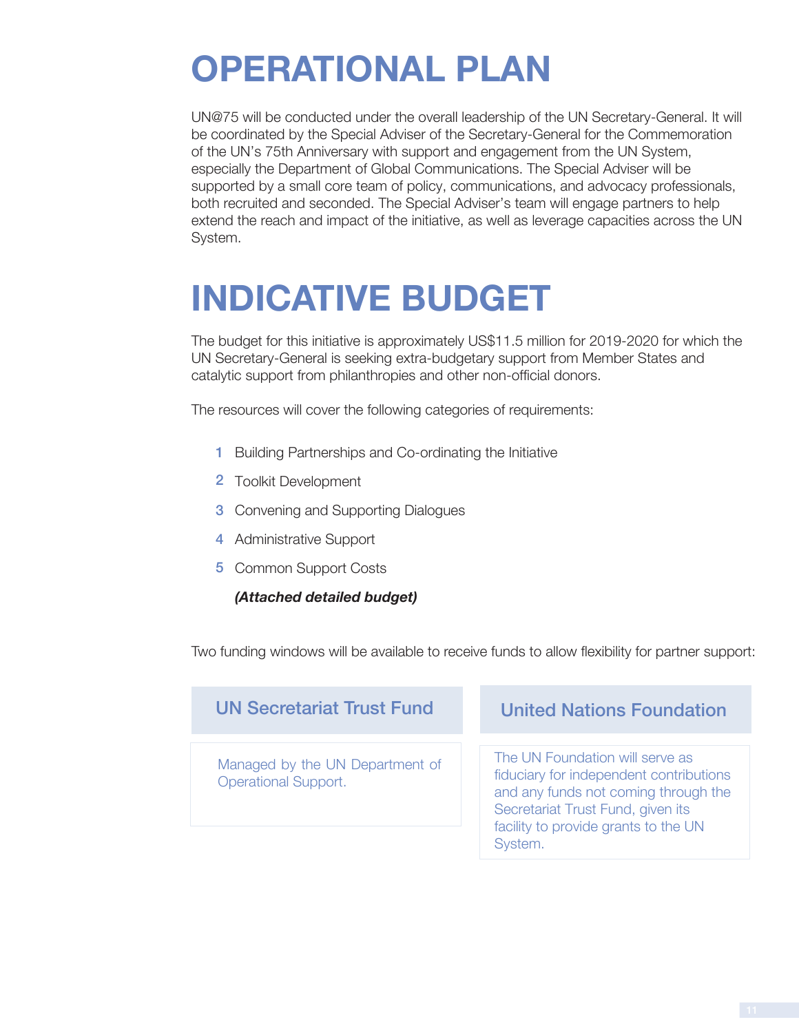# OPERATIONAL PLAN

UN@75 will be conducted under the overall leadership of the UN Secretary-General. It will be coordinated by the Special Adviser of the Secretary-General for the Commemoration of the UN's 75th Anniversary with support and engagement from the UN System, especially the Department of Global Communications. The Special Adviser will be supported by a small core team of policy, communications, and advocacy professionals, both recruited and seconded. The Special Adviser's team will engage partners to help extend the reach and impact of the initiative, as well as leverage capacities across the UN System.

# INDICATIVE BUDGET

The budget for this initiative is approximately US$11.5 million for 2019-2020 for which the UN Secretary-General is seeking extra-budgetary support from Member States and catalytic support from philanthropies and other non-official donors.

The resources will cover the following categories of requirements:

1. Building Partnerships and Co-ordinating the Initiative
2. Toolkit Development
3. Convening and Supporting Dialogues
4. Administrative Support
5. Common Support Costs

***(Attached detailed budget)***

Two funding windows will be available to receive funds to allow flexibility for partner support:

### UN Secretariat Trust Fund

Managed by the UN Department of Operational Support.

### United Nations Foundation

The UN Foundation will serve as fiduciary for independent contributions and any funds not coming through the Secretariat Trust Fund, given its facility to provide grants to the UN System.